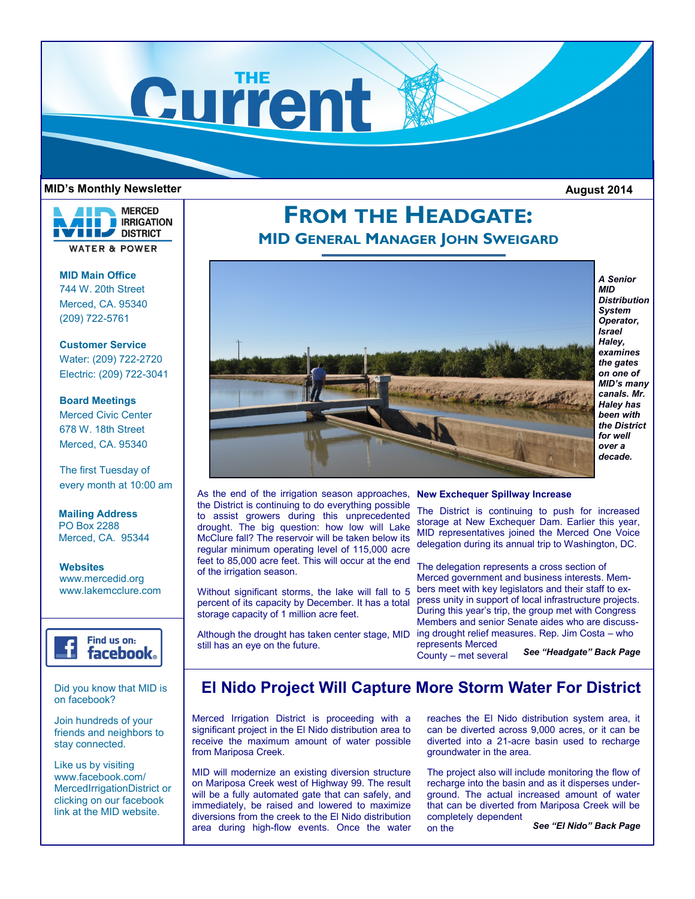# THE Current

**MID's Monthly Newsletter** **August 2014**

MERCED IRRIGATION DISTRICT
WATER & POWER

**MID Main Office**
744 W. 20th Street
Merced, CA. 95340
(209) 722-5761

**Customer Service**
Water: (209) 722-2720
Electric: (209) 722-3041

**Board Meetings**
Merced Civic Center
678 W. 18th Street
Merced, CA. 95340

The first Tuesday of every month at 10:00 am

**Mailing Address**
PO Box 2288
Merced, CA. 95344

**Websites**
www.mercedid.org
www.lakemcclure.com

Find us on: facebook

Did you know that MID is on facebook?

Join hundreds of your friends and neighbors to stay connected.

Like us by visiting www.facebook.com/MercedIrrigationDistrict or clicking on our facebook link at the MID website.

## FROM THE HEADGATE:

### MID GENERAL MANAGER JOHN SWEIGARD

***A Senior MID Distribution System Operator, Israel Haley, examines the gates on one of MID's many canals. Mr. Haley has been with the District for well over a decade.***

As the end of the irrigation season approaches, the District is continuing to do everything possible to assist growers during this unprecedented drought. The big question: how low will Lake McClure fall? The reservoir will be taken below its regular minimum operating level of 115,000 acre feet to 85,000 acre feet. This will occur at the end of the irrigation season.

Without significant storms, the lake will fall to 5 percent of its capacity by December. It has a total storage capacity of 1 million acre feet.

Although the drought has taken center stage, MID still has an eye on the future.

**New Exchequer Spillway Increase**

The District is continuing to push for increased storage at New Exchequer Dam. Earlier this year, MID representatives joined the Merced One Voice delegation during its annual trip to Washington, DC.

The delegation represents a cross section of Merced government and business interests. Members meet with key legislators and their staff to express unity in support of local infrastructure projects. During this year's trip, the group met with Congress Members and senior Senate aides who are discussing drought relief measures. Rep. Jim Costa – who represents Merced County – met several

***See "Headgate" Back Page***

## El Nido Project Will Capture More Storm Water For District

Merced Irrigation District is proceeding with a significant project in the El Nido distribution area to receive the maximum amount of water possible from Mariposa Creek.

MID will modernize an existing diversion structure on Mariposa Creek west of Highway 99. The result will be a fully automated gate that can safely, and immediately, be raised and lowered to maximize diversions from the creek to the El Nido distribution area during high-flow events. Once the water reaches the El Nido distribution system area, it can be diverted across 9,000 acres, or it can be diverted into a 21-acre basin used to recharge groundwater in the area.

The project also will include monitoring the flow of recharge into the basin and as it disperses underground. The actual increased amount of water that can be diverted from Mariposa Creek will be completely dependent on the

***See "El Nido" Back Page***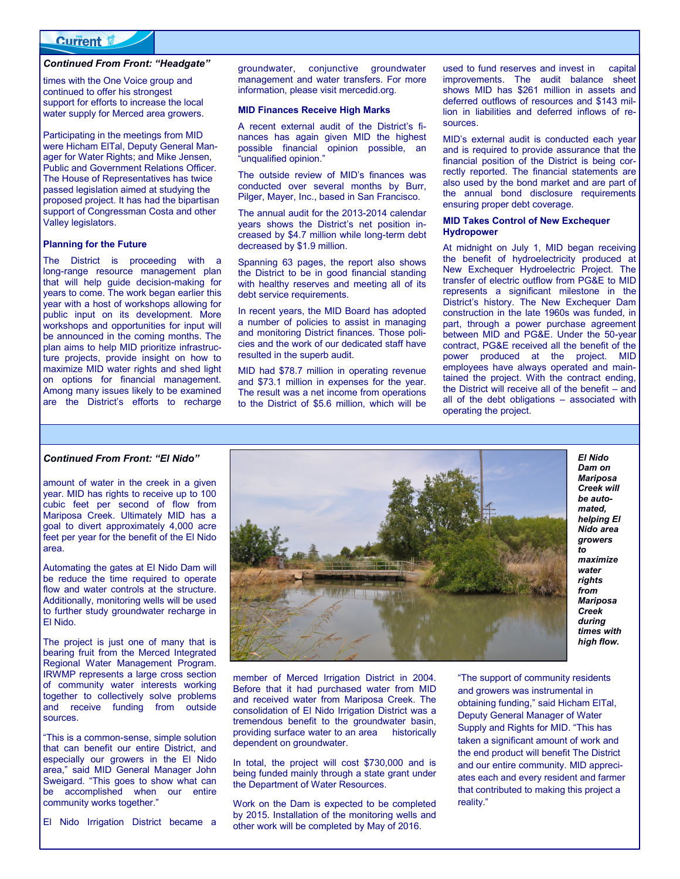### *Continued From Front: "Headgate"*

times with the One Voice group and continued to offer his strongest support for efforts to increase the local water supply for Merced area growers.

Participating in the meetings from MID were Hicham ElTal, Deputy General Manager for Water Rights; and Mike Jensen, Public and Government Relations Officer. The House of Representatives has twice passed legislation aimed at studying the proposed project. It has had the bipartisan support of Congressman Costa and other Valley legislators.

### Planning for the Future

The District is proceeding with a long-range resource management plan that will help guide decision-making for years to come. The work began earlier this year with a host of workshops allowing for public input on its development. More workshops and opportunities for input will be announced in the coming months. The plan aims to help MID prioritize infrastructure projects, provide insight on how to maximize MID water rights and shed light on options for financial management. Among many issues likely to be examined are the District's efforts to recharge groundwater, conjunctive groundwater management and water transfers. For more information, please visit mercedid.org.

### MID Finances Receive High Marks

A recent external audit of the District's finances has again given MID the highest possible financial opinion possible, an "unqualified opinion."

The outside review of MID's finances was conducted over several months by Burr, Pilger, Mayer, Inc., based in San Francisco.

The annual audit for the 2013-2014 calendar years shows the District's net position increased by $4.7 million while long-term debt decreased by $1.9 million.

Spanning 63 pages, the report also shows the District to be in good financial standing with healthy reserves and meeting all of its debt service requirements.

In recent years, the MID Board has adopted a number of policies to assist in managing and monitoring District finances. Those policies and the work of our dedicated staff have resulted in the superb audit.

MID had $78.7 million in operating revenue and $73.1 million in expenses for the year. The result was a net income from operations to the District of $5.6 million, which will be used to fund reserves and invest in capital improvements. The audit balance sheet shows MID has $261 million in assets and deferred outflows of resources and $143 million in liabilities and deferred inflows of resources.

MID's external audit is conducted each year and is required to provide assurance that the financial position of the District is being correctly reported. The financial statements are also used by the bond market and are part of the annual bond disclosure requirements ensuring proper debt coverage.

### MID Takes Control of New Exchequer Hydropower

At midnight on July 1, MID began receiving the benefit of hydroelectricity produced at New Exchequer Hydroelectric Project. The transfer of electric outflow from PG&E to MID represents a significant milestone in the District's history. The New Exchequer Dam construction in the late 1960s was funded, in part, through a power purchase agreement between MID and PG&E. Under the 50-year contract, PG&E received all the benefit of the power produced at the project. MID employees have always operated and maintained the project. With the contract ending, the District will receive all of the benefit – and all of the debt obligations – associated with operating the project.

### *Continued From Front: "El Nido"*

amount of water in the creek in a given year. MID has rights to receive up to 100 cubic feet per second of flow from Mariposa Creek. Ultimately MID has a goal to divert approximately 4,000 acre feet per year for the benefit of the El Nido area.

Automating the gates at El Nido Dam will be reduce the time required to operate flow and water controls at the structure. Additionally, monitoring wells will be used to further study groundwater recharge in El Nido.

The project is just one of many that is bearing fruit from the Merced Integrated Regional Water Management Program. IRWMP represents a large cross section of community water interests working together to collectively solve problems and receive funding from outside sources.

"This is a common-sense, simple solution that can benefit our entire District, and especially our growers in the El Nido area," said MID General Manager John Sweigard. "This goes to show what can be accomplished when our entire community works together."

El Nido Irrigation District became a member of Merced Irrigation District in 2004. Before that it had purchased water from MID and received water from Mariposa Creek. The consolidation of El Nido Irrigation District was a tremendous benefit to the groundwater basin, providing surface water to an area historically dependent on groundwater.

In total, the project will cost $730,000 and is being funded mainly through a state grant under the Department of Water Resources.

Work on the Dam is expected to be completed by 2015. Installation of the monitoring wells and other work will be completed by May of 2016.

"The support of community residents and growers was instrumental in obtaining funding," said Hicham ElTal, Deputy General Manager of Water Supply and Rights for MID. "This has taken a significant amount of work and the end product will benefit The District and our entire community. MID appreciates each and every resident and farmer that contributed to making this project a reality."

***El Nido Dam on Mariposa Creek will be automated, helping El Nido area growers to maximize water rights from Mariposa Creek during times with high flow.***